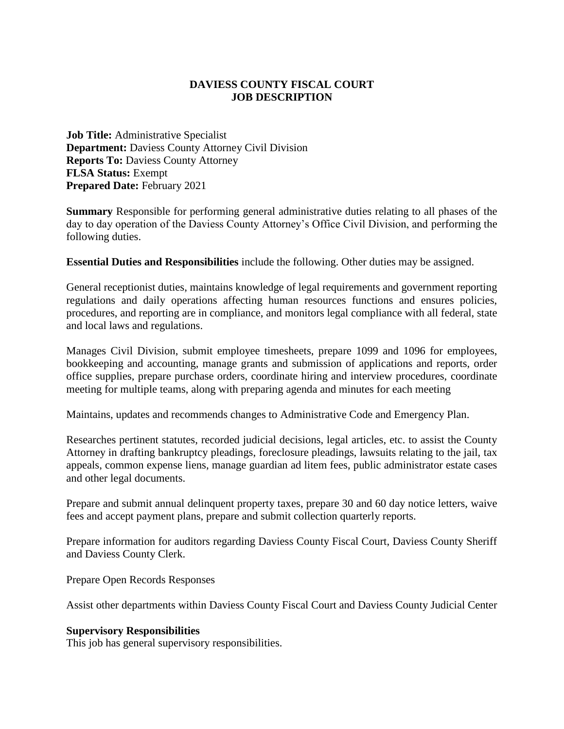# DAVIESS COUNTY FISCAL COURT
# JOB DESCRIPTION

**Job Title:** Administrative Specialist
**Department:** Daviess County Attorney Civil Division
**Reports To:** Daviess County Attorney
**FLSA Status:** Exempt
**Prepared Date:** February 2021

**Summary** Responsible for performing general administrative duties relating to all phases of the day to day operation of the Daviess County Attorney's Office Civil Division, and performing the following duties.

**Essential Duties and Responsibilities** include the following. Other duties may be assigned.

General receptionist duties, maintains knowledge of legal requirements and government reporting regulations and daily operations affecting human resources functions and ensures policies, procedures, and reporting are in compliance, and monitors legal compliance with all federal, state and local laws and regulations.

Manages Civil Division, submit employee timesheets, prepare 1099 and 1096 for employees, bookkeeping and accounting, manage grants and submission of applications and reports, order office supplies, prepare purchase orders, coordinate hiring and interview procedures, coordinate meeting for multiple teams, along with preparing agenda and minutes for each meeting

Maintains, updates and recommends changes to Administrative Code and Emergency Plan.

Researches pertinent statutes, recorded judicial decisions, legal articles, etc. to assist the County Attorney in drafting bankruptcy pleadings, foreclosure pleadings, lawsuits relating to the jail, tax appeals, common expense liens, manage guardian ad litem fees, public administrator estate cases and other legal documents.

Prepare and submit annual delinquent property taxes, prepare 30 and 60 day notice letters, waive fees and accept payment plans, prepare and submit collection quarterly reports.

Prepare information for auditors regarding Daviess County Fiscal Court, Daviess County Sheriff and Daviess County Clerk.

Prepare Open Records Responses

Assist other departments within Daviess County Fiscal Court and Daviess County Judicial Center

**Supervisory Responsibilities**
This job has general supervisory responsibilities.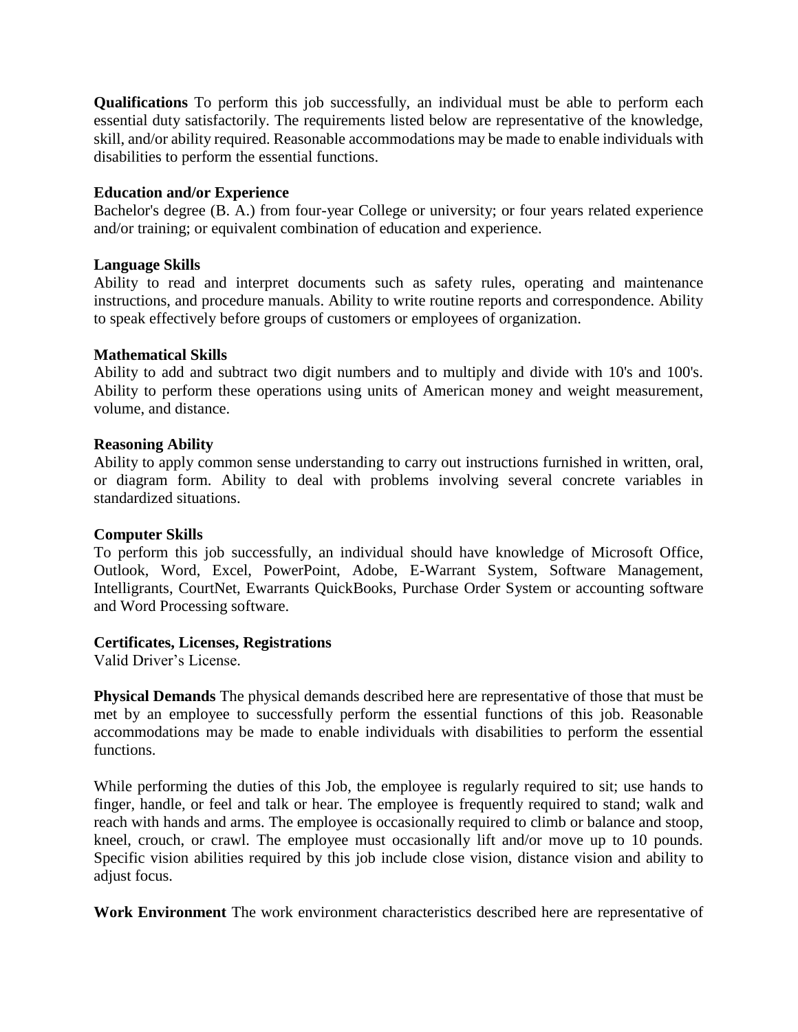**Qualifications** To perform this job successfully, an individual must be able to perform each essential duty satisfactorily. The requirements listed below are representative of the knowledge, skill, and/or ability required. Reasonable accommodations may be made to enable individuals with disabilities to perform the essential functions.

**Education and/or Experience**
Bachelor's degree (B. A.) from four-year College or university; or four years related experience and/or training; or equivalent combination of education and experience.

**Language Skills**
Ability to read and interpret documents such as safety rules, operating and maintenance instructions, and procedure manuals. Ability to write routine reports and correspondence. Ability to speak effectively before groups of customers or employees of organization.

**Mathematical Skills**
Ability to add and subtract two digit numbers and to multiply and divide with 10's and 100's. Ability to perform these operations using units of American money and weight measurement, volume, and distance.

**Reasoning Ability**
Ability to apply common sense understanding to carry out instructions furnished in written, oral, or diagram form. Ability to deal with problems involving several concrete variables in standardized situations.

**Computer Skills**
To perform this job successfully, an individual should have knowledge of Microsoft Office, Outlook, Word, Excel, PowerPoint, Adobe, E-Warrant System, Software Management, Intelligrants, CourtNet, Ewarrants QuickBooks, Purchase Order System or accounting software and Word Processing software.

**Certificates, Licenses, Registrations**
Valid Driver's License.

**Physical Demands** The physical demands described here are representative of those that must be met by an employee to successfully perform the essential functions of this job. Reasonable accommodations may be made to enable individuals with disabilities to perform the essential functions.

While performing the duties of this Job, the employee is regularly required to sit; use hands to finger, handle, or feel and talk or hear. The employee is frequently required to stand; walk and reach with hands and arms. The employee is occasionally required to climb or balance and stoop, kneel, crouch, or crawl. The employee must occasionally lift and/or move up to 10 pounds. Specific vision abilities required by this job include close vision, distance vision and ability to adjust focus.

**Work Environment** The work environment characteristics described here are representative of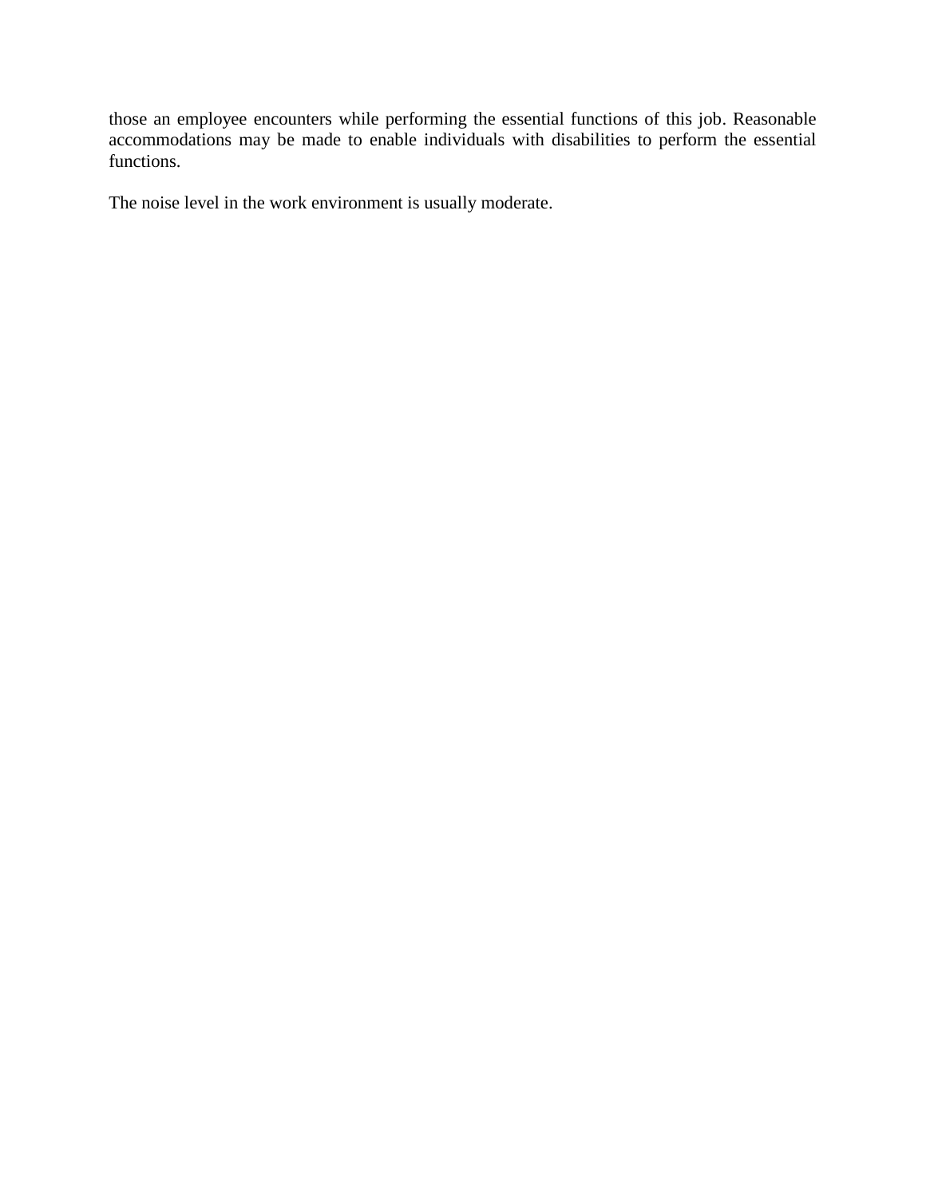those an employee encounters while performing the essential functions of this job. Reasonable accommodations may be made to enable individuals with disabilities to perform the essential functions.

The noise level in the work environment is usually moderate.